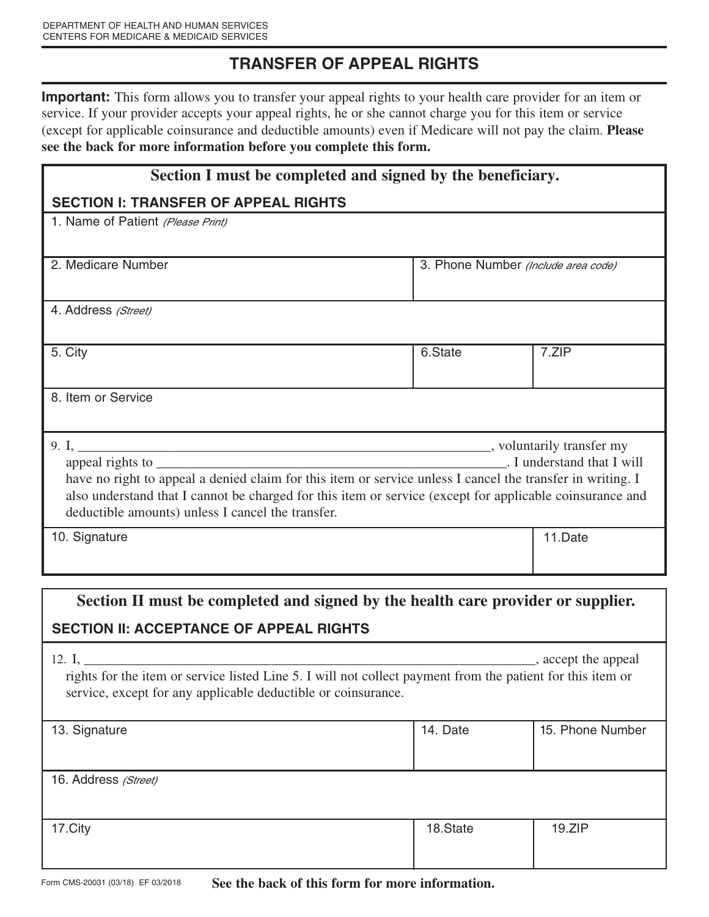DEPARTMENT OF HEALTH AND HUMAN SERVICES
CENTERS FOR MEDICARE & MEDICAID SERVICES

# TRANSFER OF APPEAL RIGHTS

**Important:** This form allows you to transfer your appeal rights to your health care provider for an item or service. If your provider accepts your appeal rights, he or she cannot charge you for this item or service (except for applicable coinsurance and deductible amounts) even if Medicare will not pay the claim. **Please see the back for more information before you complete this form.**

## Section I must be completed and signed by the beneficiary.

### SECTION I: TRANSFER OF APPEAL RIGHTS

| 1. Name of Patient *(Please Print)* | | |
|---|---|---|
| 2. Medicare Number | 3. Phone Number *(Include area code)* | |
| 4. Address *(Street)* | | |
| 5. City | 6.State | 7.ZIP |
| 8. Item or Service | | |

9. I, ____________________________________________________________, voluntarily transfer my appeal rights to ______________________________________________________. I understand that I will have no right to appeal a denied claim for this item or service unless I cancel the transfer in writing. I also understand that I cannot be charged for this item or service (except for applicable coinsurance and deductible amounts) unless I cancel the transfer.

| 10. Signature | 11.Date |
|---|---|
| | |

## Section II must be completed and signed by the health care provider or supplier.

### SECTION II: ACCEPTANCE OF APPEAL RIGHTS

12. I, ____________________________________________________________________, accept the appeal rights for the item or service listed Line 5. I will not collect payment from the patient for this item or service, except for any applicable deductible or coinsurance.

| 13. Signature | 14. Date | 15. Phone Number |
|---|---|---|
| 16. Address *(Street)* | | |
| 17.City | 18.State | 19.ZIP |

Form CMS-20031 (03/18) EF 03/2018

**See the back of this form for more information.**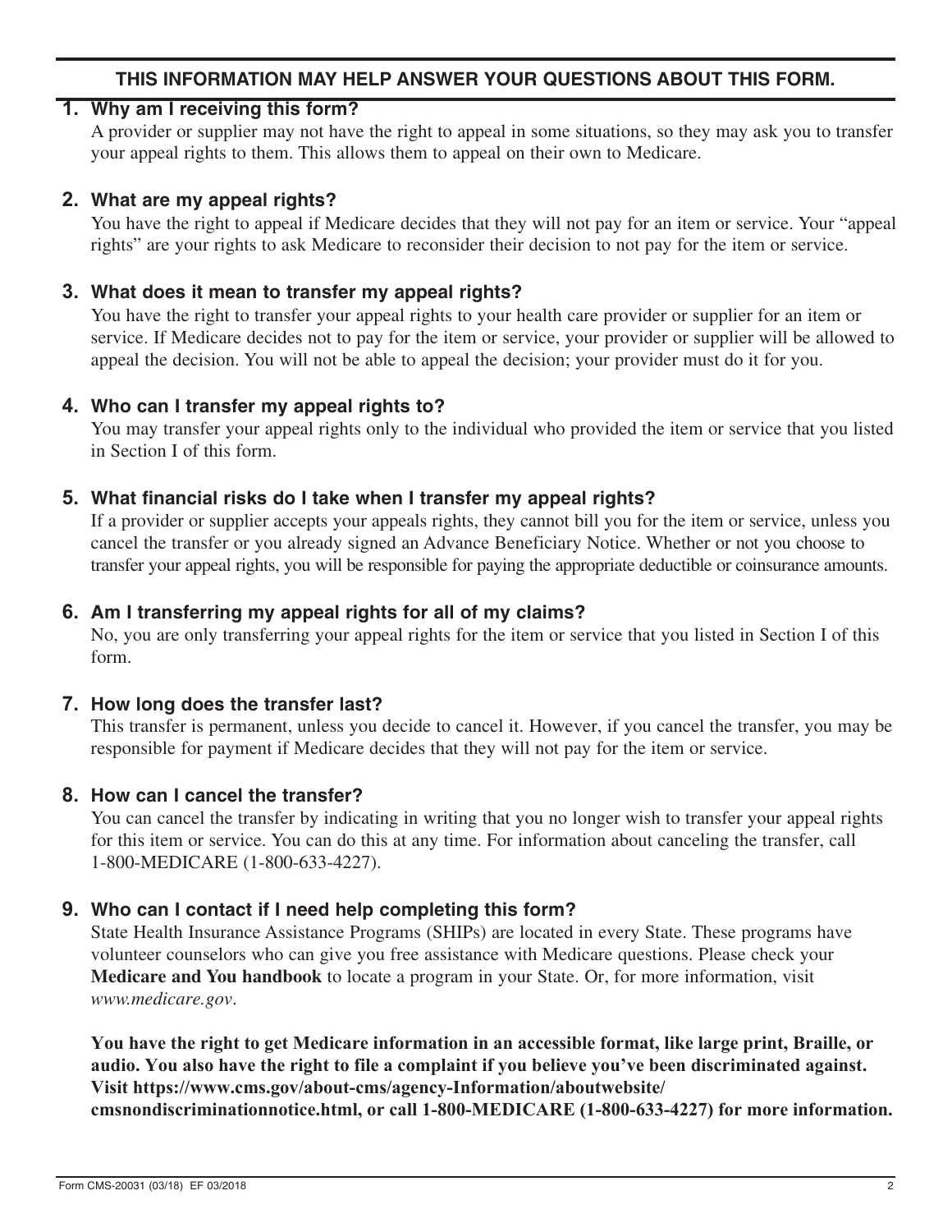## THIS INFORMATION MAY HELP ANSWER YOUR QUESTIONS ABOUT THIS FORM.

### 1. Why am I receiving this form?

A provider or supplier may not have the right to appeal in some situations, so they may ask you to transfer your appeal rights to them. This allows them to appeal on their own to Medicare.

### 2. What are my appeal rights?

You have the right to appeal if Medicare decides that they will not pay for an item or service. Your "appeal rights" are your rights to ask Medicare to reconsider their decision to not pay for the item or service.

### 3. What does it mean to transfer my appeal rights?

You have the right to transfer your appeal rights to your health care provider or supplier for an item or service. If Medicare decides not to pay for the item or service, your provider or supplier will be allowed to appeal the decision. You will not be able to appeal the decision; your provider must do it for you.

### 4. Who can I transfer my appeal rights to?

You may transfer your appeal rights only to the individual who provided the item or service that you listed in Section I of this form.

### 5. What financial risks do I take when I transfer my appeal rights?

If a provider or supplier accepts your appeals rights, they cannot bill you for the item or service, unless you cancel the transfer or you already signed an Advance Beneficiary Notice. Whether or not you choose to transfer your appeal rights, you will be responsible for paying the appropriate deductible or coinsurance amounts.

### 6. Am I transferring my appeal rights for all of my claims?

No, you are only transferring your appeal rights for the item or service that you listed in Section I of this form.

### 7. How long does the transfer last?

This transfer is permanent, unless you decide to cancel it. However, if you cancel the transfer, you may be responsible for payment if Medicare decides that they will not pay for the item or service.

### 8. How can I cancel the transfer?

You can cancel the transfer by indicating in writing that you no longer wish to transfer your appeal rights for this item or service. You can do this at any time. For information about canceling the transfer, call 1-800-MEDICARE (1-800-633-4227).

### 9. Who can I contact if I need help completing this form?

State Health Insurance Assistance Programs (SHIPs) are located in every State. These programs have volunteer counselors who can give you free assistance with Medicare questions. Please check your **Medicare and You handbook** to locate a program in your State. Or, for more information, visit *www.medicare.gov*.

**You have the right to get Medicare information in an accessible format, like large print, Braille, or audio. You also have the right to file a complaint if you believe you've been discriminated against. Visit https://www.cms.gov/about-cms/agency-Information/aboutwebsite/cmsnondiscriminationnotice.html, or call 1-800-MEDICARE (1-800-633-4227) for more information.**

Form CMS-20031 (03/18) EF 03/2018